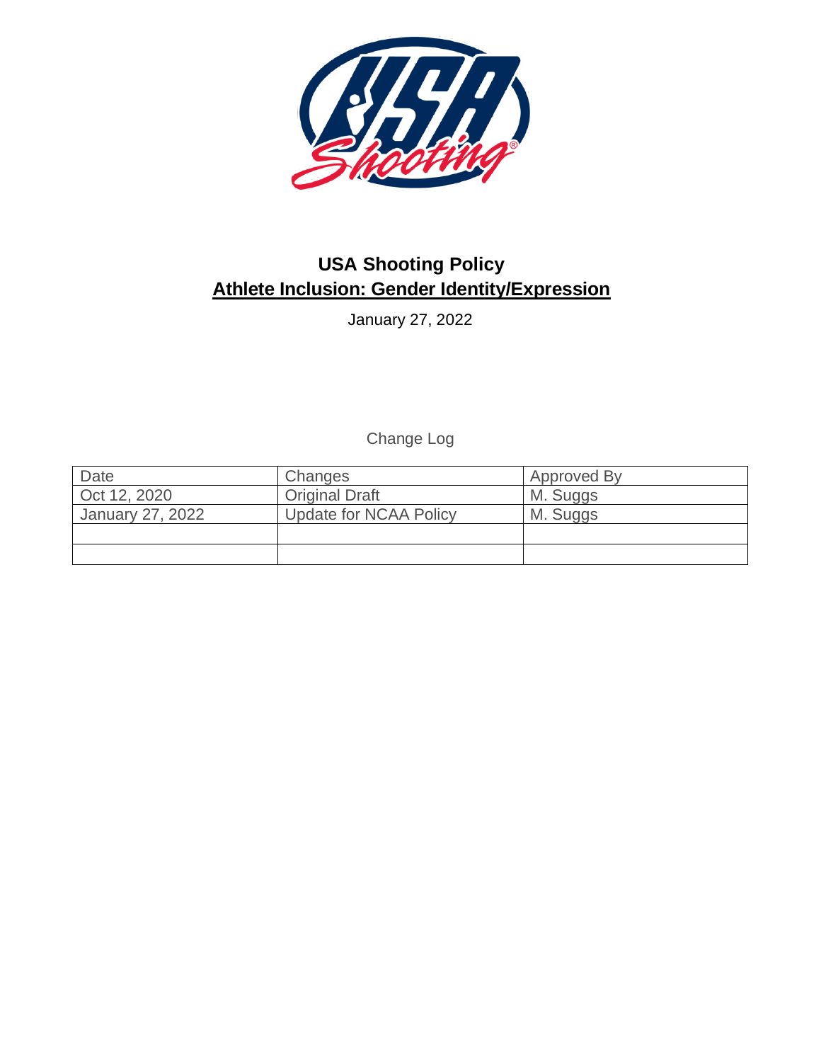# USA Shooting Policy

## Athlete Inclusion: Gender Identity/Expression

January 27, 2022

Change Log

| Date | Changes | Approved By |
|---|---|---|
| Oct 12, 2020 | Original Draft | M. Suggs |
| January 27, 2022 | Update for NCAA Policy | M. Suggs |
| | | |
| | | |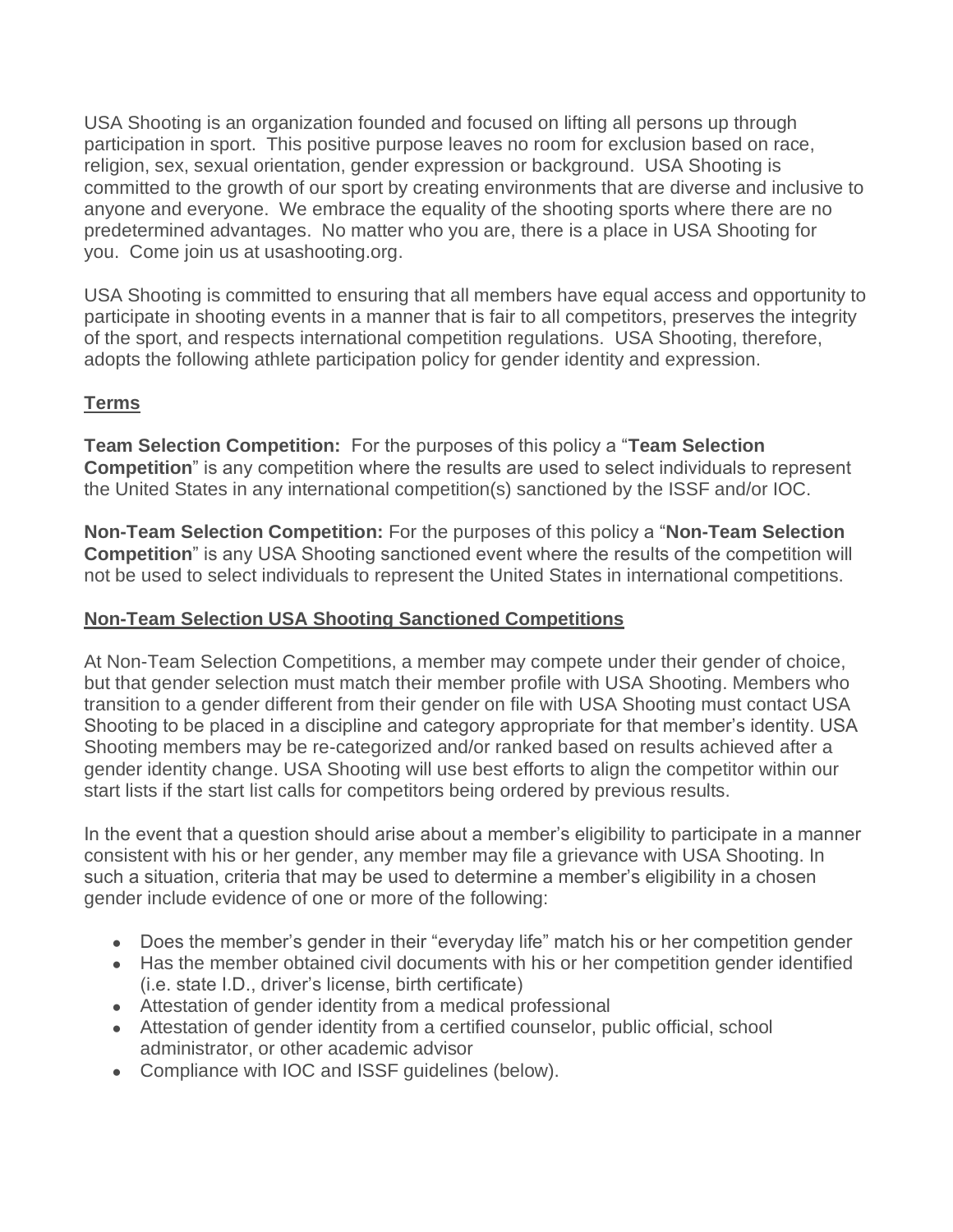USA Shooting is an organization founded and focused on lifting all persons up through participation in sport. This positive purpose leaves no room for exclusion based on race, religion, sex, sexual orientation, gender expression or background. USA Shooting is committed to the growth of our sport by creating environments that are diverse and inclusive to anyone and everyone. We embrace the equality of the shooting sports where there are no predetermined advantages. No matter who you are, there is a place in USA Shooting for you. Come join us at usashooting.org.

USA Shooting is committed to ensuring that all members have equal access and opportunity to participate in shooting events in a manner that is fair to all competitors, preserves the integrity of the sport, and respects international competition regulations. USA Shooting, therefore, adopts the following athlete participation policy for gender identity and expression.

## Terms

**Team Selection Competition:** For the purposes of this policy a "**Team Selection Competition**" is any competition where the results are used to select individuals to represent the United States in any international competition(s) sanctioned by the ISSF and/or IOC.

**Non-Team Selection Competition:** For the purposes of this policy a "**Non-Team Selection Competition**" is any USA Shooting sanctioned event where the results of the competition will not be used to select individuals to represent the United States in international competitions.

## Non-Team Selection USA Shooting Sanctioned Competitions

At Non-Team Selection Competitions, a member may compete under their gender of choice, but that gender selection must match their member profile with USA Shooting. Members who transition to a gender different from their gender on file with USA Shooting must contact USA Shooting to be placed in a discipline and category appropriate for that member's identity. USA Shooting members may be re-categorized and/or ranked based on results achieved after a gender identity change. USA Shooting will use best efforts to align the competitor within our start lists if the start list calls for competitors being ordered by previous results.

In the event that a question should arise about a member's eligibility to participate in a manner consistent with his or her gender, any member may file a grievance with USA Shooting. In such a situation, criteria that may be used to determine a member's eligibility in a chosen gender include evidence of one or more of the following:

- Does the member's gender in their "everyday life" match his or her competition gender
- Has the member obtained civil documents with his or her competition gender identified (i.e. state I.D., driver's license, birth certificate)
- Attestation of gender identity from a medical professional
- Attestation of gender identity from a certified counselor, public official, school administrator, or other academic advisor
- Compliance with IOC and ISSF guidelines (below).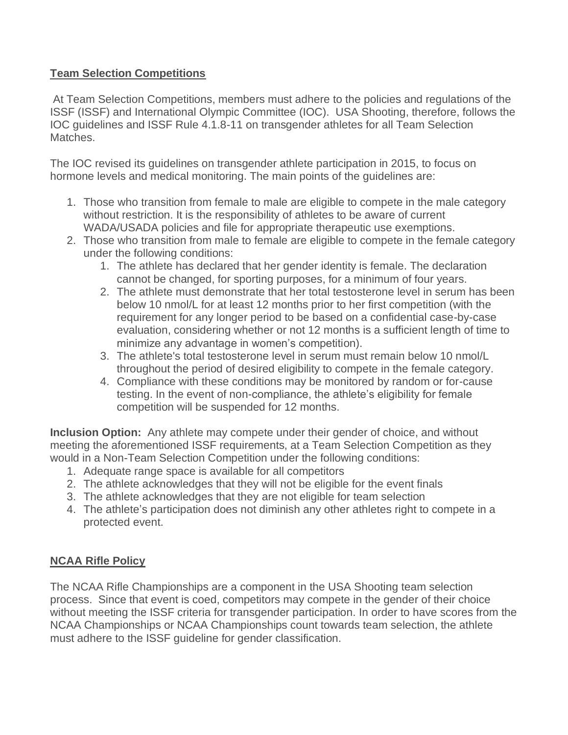## **Team Selection Competitions**

At Team Selection Competitions, members must adhere to the policies and regulations of the ISSF (ISSF) and International Olympic Committee (IOC). USA Shooting, therefore, follows the IOC guidelines and ISSF Rule 4.1.8-11 on transgender athletes for all Team Selection Matches.

The IOC revised its guidelines on transgender athlete participation in 2015, to focus on hormone levels and medical monitoring. The main points of the guidelines are:

1. Those who transition from female to male are eligible to compete in the male category without restriction. It is the responsibility of athletes to be aware of current WADA/USADA policies and file for appropriate therapeutic use exemptions.
2. Those who transition from male to female are eligible to compete in the female category under the following conditions:
   1. The athlete has declared that her gender identity is female. The declaration cannot be changed, for sporting purposes, for a minimum of four years.
   2. The athlete must demonstrate that her total testosterone level in serum has been below 10 nmol/L for at least 12 months prior to her first competition (with the requirement for any longer period to be based on a confidential case-by-case evaluation, considering whether or not 12 months is a sufficient length of time to minimize any advantage in women's competition).
   3. The athlete's total testosterone level in serum must remain below 10 nmol/L throughout the period of desired eligibility to compete in the female category.
   4. Compliance with these conditions may be monitored by random or for-cause testing. In the event of non-compliance, the athlete's eligibility for female competition will be suspended for 12 months.

**Inclusion Option:** Any athlete may compete under their gender of choice, and without meeting the aforementioned ISSF requirements, at a Team Selection Competition as they would in a Non-Team Selection Competition under the following conditions:

1. Adequate range space is available for all competitors
2. The athlete acknowledges that they will not be eligible for the event finals
3. The athlete acknowledges that they are not eligible for team selection
4. The athlete's participation does not diminish any other athletes right to compete in a protected event.

## **NCAA Rifle Policy**

The NCAA Rifle Championships are a component in the USA Shooting team selection process. Since that event is coed, competitors may compete in the gender of their choice without meeting the ISSF criteria for transgender participation. In order to have scores from the NCAA Championships or NCAA Championships count towards team selection, the athlete must adhere to the ISSF guideline for gender classification.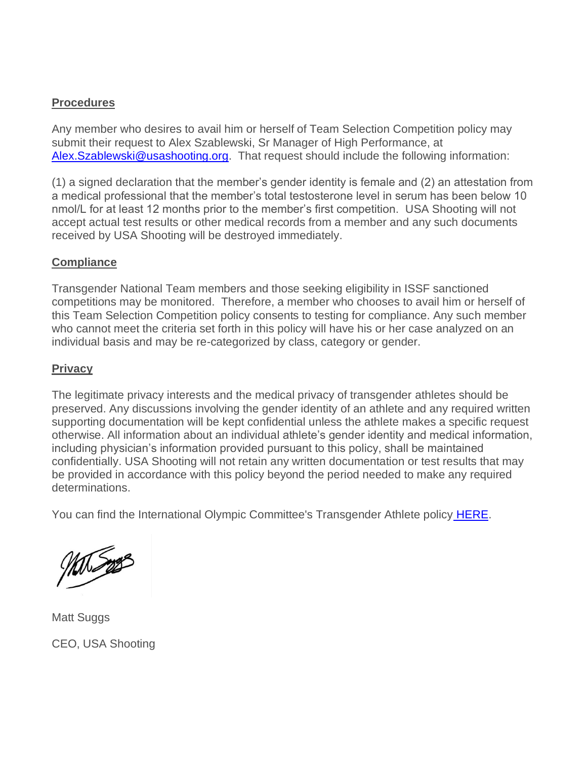**Procedures**

Any member who desires to avail him or herself of Team Selection Competition policy may submit their request to Alex Szablewski, Sr Manager of High Performance, at [Alex.Szablewski@usashooting.org](mailto:Alex.Szablewski@usashooting.org). That request should include the following information:

(1) a signed declaration that the member's gender identity is female and (2) an attestation from a medical professional that the member's total testosterone level in serum has been below 10 nmol/L for at least 12 months prior to the member's first competition. USA Shooting will not accept actual test results or other medical records from a member and any such documents received by USA Shooting will be destroyed immediately.

**Compliance**

Transgender National Team members and those seeking eligibility in ISSF sanctioned competitions may be monitored. Therefore, a member who chooses to avail him or herself of this Team Selection Competition policy consents to testing for compliance. Any such member who cannot meet the criteria set forth in this policy will have his or her case analyzed on an individual basis and may be re-categorized by class, category or gender.

**Privacy**

The legitimate privacy interests and the medical privacy of transgender athletes should be preserved. Any discussions involving the gender identity of an athlete and any required written supporting documentation will be kept confidential unless the athlete makes a specific request otherwise. All information about an individual athlete's gender identity and medical information, including physician's information provided pursuant to this policy, shall be maintained confidentially. USA Shooting will not retain any written documentation or test results that may be provided in accordance with this policy beyond the period needed to make any required determinations.

You can find the International Olympic Committee's Transgender Athlete policy HERE.

Matt Suggs

CEO, USA Shooting